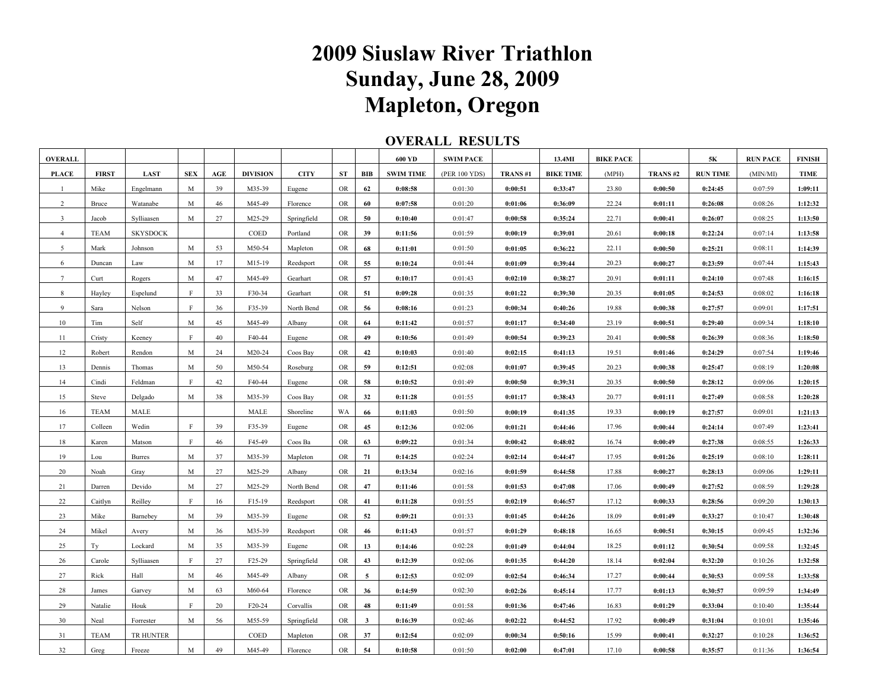# 2009 Siuslaw River Triathlon
# Sunday, June 28, 2009
# Mapleton, Oregon

## OVERALL RESULTS

| OVERALL | | | | | | | | | 600 YD | SWIM PACE | | 13.4MI | BIKE PACE | | 5K | RUN PACE | FINISH |
|---|---|---|---|---|---|---|---|---|---|---|---|---|---|---|---|---|---|
| PLACE | FIRST | LAST | SEX | AGE | DIVISION | CITY | ST | BIB | SWIM TIME | (PER 100 YDS) | TRANS #1 | BIKE TIME | (MPH) | TRANS #2 | RUN TIME | (MIN/MI) | TIME |
| 1 | Mike | Engelmann | M | 39 | M35-39 | Eugene | OR | 62 | 0:08:58 | 0:01:30 | 0:00:51 | 0:33:47 | 23.80 | 0:00:50 | 0:24:45 | 0:07:59 | 1:09:11 |
| 2 | Bruce | Watanabe | M | 46 | M45-49 | Florence | OR | 60 | 0:07:58 | 0:01:20 | 0:01:06 | 0:36:09 | 22.24 | 0:01:11 | 0:26:08 | 0:08:26 | 1:12:32 |
| 3 | Jacob | Sylliaasen | M | 27 | M25-29 | Springfield | OR | 50 | 0:10:40 | 0:01:47 | 0:00:58 | 0:35:24 | 22.71 | 0:00:41 | 0:26:07 | 0:08:25 | 1:13:50 |
| 4 | TEAM | SKYSDOCK | | | COED | Portland | OR | 39 | 0:11:56 | 0:01:59 | 0:00:19 | 0:39:01 | 20.61 | 0:00:18 | 0:22:24 | 0:07:14 | 1:13:58 |
| 5 | Mark | Johnson | M | 53 | M50-54 | Mapleton | OR | 68 | 0:11:01 | 0:01:50 | 0:01:05 | 0:36:22 | 22.11 | 0:00:50 | 0:25:21 | 0:08:11 | 1:14:39 |
| 6 | Duncan | Law | M | 17 | M15-19 | Reedsport | OR | 55 | 0:10:24 | 0:01:44 | 0:01:09 | 0:39:44 | 20.23 | 0:00:27 | 0:23:59 | 0:07:44 | 1:15:43 |
| 7 | Curt | Rogers | M | 47 | M45-49 | Gearhart | OR | 57 | 0:10:17 | 0:01:43 | 0:02:10 | 0:38:27 | 20.91 | 0:01:11 | 0:24:10 | 0:07:48 | 1:16:15 |
| 8 | Hayley | Espelund | F | 33 | F30-34 | Gearhart | OR | 51 | 0:09:28 | 0:01:35 | 0:01:22 | 0:39:30 | 20.35 | 0:01:05 | 0:24:53 | 0:08:02 | 1:16:18 |
| 9 | Sara | Nelson | F | 36 | F35-39 | North Bend | OR | 56 | 0:08:16 | 0:01:23 | 0:00:34 | 0:40:26 | 19.88 | 0:00:38 | 0:27:57 | 0:09:01 | 1:17:51 |
| 10 | Tim | Self | M | 45 | M45-49 | Albany | OR | 64 | 0:11:42 | 0:01:57 | 0:01:17 | 0:34:40 | 23.19 | 0:00:51 | 0:29:40 | 0:09:34 | 1:18:10 |
| 11 | Cristy | Keeney | F | 40 | F40-44 | Eugene | OR | 49 | 0:10:56 | 0:01:49 | 0:00:54 | 0:39:23 | 20.41 | 0:00:58 | 0:26:39 | 0:08:36 | 1:18:50 |
| 12 | Robert | Rendon | M | 24 | M20-24 | Coos Bay | OR | 42 | 0:10:03 | 0:01:40 | 0:02:15 | 0:41:13 | 19.51 | 0:01:46 | 0:24:29 | 0:07:54 | 1:19:46 |
| 13 | Dennis | Thomas | M | 50 | M50-54 | Roseburg | OR | 59 | 0:12:51 | 0:02:08 | 0:01:07 | 0:39:45 | 20.23 | 0:00:38 | 0:25:47 | 0:08:19 | 1:20:08 |
| 14 | Cindi | Feldman | F | 42 | F40-44 | Eugene | OR | 58 | 0:10:52 | 0:01:49 | 0:00:50 | 0:39:31 | 20.35 | 0:00:50 | 0:28:12 | 0:09:06 | 1:20:15 |
| 15 | Steve | Delgado | M | 38 | M35-39 | Coos Bay | OR | 32 | 0:11:28 | 0:01:55 | 0:01:17 | 0:38:43 | 20.77 | 0:01:11 | 0:27:49 | 0:08:58 | 1:20:28 |
| 16 | TEAM | MALE | | | MALE | Shoreline | WA | 66 | 0:11:03 | 0:01:50 | 0:00:19 | 0:41:35 | 19.33 | 0:00:19 | 0:27:57 | 0:09:01 | 1:21:13 |
| 17 | Colleen | Wedin | F | 39 | F35-39 | Eugene | OR | 45 | 0:12:36 | 0:02:06 | 0:01:21 | 0:44:46 | 17.96 | 0:00:44 | 0:24:14 | 0:07:49 | 1:23:41 |
| 18 | Karen | Matson | F | 46 | F45-49 | Coos Ba | OR | 63 | 0:09:22 | 0:01:34 | 0:00:42 | 0:48:02 | 16.74 | 0:00:49 | 0:27:38 | 0:08:55 | 1:26:33 |
| 19 | Lou | Burres | M | 37 | M35-39 | Mapleton | OR | 71 | 0:14:25 | 0:02:24 | 0:02:14 | 0:44:47 | 17.95 | 0:01:26 | 0:25:19 | 0:08:10 | 1:28:11 |
| 20 | Noah | Gray | M | 27 | M25-29 | Albany | OR | 21 | 0:13:34 | 0:02:16 | 0:01:59 | 0:44:58 | 17.88 | 0:00:27 | 0:28:13 | 0:09:06 | 1:29:11 |
| 21 | Darren | Devido | M | 27 | M25-29 | North Bend | OR | 47 | 0:11:46 | 0:01:58 | 0:01:53 | 0:47:08 | 17.06 | 0:00:49 | 0:27:52 | 0:08:59 | 1:29:28 |
| 22 | Caitlyn | Reilley | F | 16 | F15-19 | Reedsport | OR | 41 | 0:11:28 | 0:01:55 | 0:02:19 | 0:46:57 | 17.12 | 0:00:33 | 0:28:56 | 0:09:20 | 1:30:13 |
| 23 | Mike | Barnebey | M | 39 | M35-39 | Eugene | OR | 52 | 0:09:21 | 0:01:33 | 0:01:45 | 0:44:26 | 18.09 | 0:01:49 | 0:33:27 | 0:10:47 | 1:30:48 |
| 24 | Mikel | Avery | M | 36 | M35-39 | Reedsport | OR | 46 | 0:11:43 | 0:01:57 | 0:01:29 | 0:48:18 | 16.65 | 0:00:51 | 0:30:15 | 0:09:45 | 1:32:36 |
| 25 | Ty | Lockard | M | 35 | M35-39 | Eugene | OR | 13 | 0:14:46 | 0:02:28 | 0:01:49 | 0:44:04 | 18.25 | 0:01:12 | 0:30:54 | 0:09:58 | 1:32:45 |
| 26 | Carole | Sylliaasen | F | 27 | F25-29 | Springfield | OR | 43 | 0:12:39 | 0:02:06 | 0:01:35 | 0:44:20 | 18.14 | 0:02:04 | 0:32:20 | 0:10:26 | 1:32:58 |
| 27 | Rick | Hall | M | 46 | M45-49 | Albany | OR | 5 | 0:12:53 | 0:02:09 | 0:02:54 | 0:46:34 | 17.27 | 0:00:44 | 0:30:53 | 0:09:58 | 1:33:58 |
| 28 | James | Garvey | M | 63 | M60-64 | Florence | OR | 36 | 0:14:59 | 0:02:30 | 0:02:26 | 0:45:14 | 17.77 | 0:01:13 | 0:30:57 | 0:09:59 | 1:34:49 |
| 29 | Natalie | Houk | F | 20 | F20-24 | Corvallis | OR | 48 | 0:11:49 | 0:01:58 | 0:01:36 | 0:47:46 | 16.83 | 0:01:29 | 0:33:04 | 0:10:40 | 1:35:44 |
| 30 | Neal | Forrester | M | 56 | M55-59 | Springfield | OR | 3 | 0:16:39 | 0:02:46 | 0:02:22 | 0:44:52 | 17.92 | 0:00:49 | 0:31:04 | 0:10:01 | 1:35:46 |
| 31 | TEAM | TR HUNTER | | | COED | Mapleton | OR | 37 | 0:12:54 | 0:02:09 | 0:00:34 | 0:50:16 | 15.99 | 0:00:41 | 0:32:27 | 0:10:28 | 1:36:52 |
| 32 | Greg | Freeze | M | 49 | M45-49 | Florence | OR | 54 | 0:10:58 | 0:01:50 | 0:02:00 | 0:47:01 | 17.10 | 0:00:58 | 0:35:57 | 0:11:36 | 1:36:54 |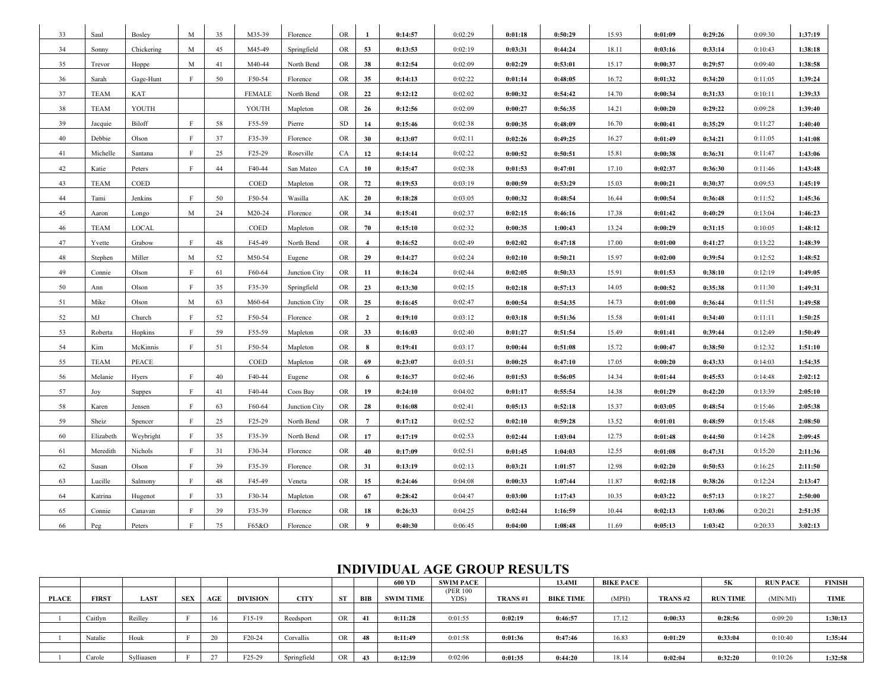| 33 | Saul | Bosley | M | 35 | M35-39 | Florence | OR | 1 | 0:14:57 | 0:02:29 | 0:01:18 | 0:50:29 | 15.93 | 0:01:09 | 0:29:26 | 0:09:30 | 1:37:19 |
|---|---|---|---|---|---|---|---|---|---|---|---|---|---|---|---|---|---|
| 34 | Sonny | Chickering | M | 45 | M45-49 | Springfield | OR | 53 | 0:13:53 | 0:02:19 | 0:03:31 | 0:44:24 | 18.11 | 0:03:16 | 0:33:14 | 0:10:43 | 1:38:18 |
| 35 | Trevor | Hoppe | M | 41 | M40-44 | North Bend | OR | 38 | 0:12:54 | 0:02:09 | 0:02:29 | 0:53:01 | 15.17 | 0:00:37 | 0:29:57 | 0:09:40 | 1:38:58 |
| 36 | Sarah | Gage-Hunt | F | 50 | F50-54 | Florence | OR | 35 | 0:14:13 | 0:02:22 | 0:01:14 | 0:48:05 | 16.72 | 0:01:32 | 0:34:20 | 0:11:05 | 1:39:24 |
| 37 | TEAM | KAT | | | FEMALE | North Bend | OR | 22 | 0:12:12 | 0:02:02 | 0:00:32 | 0:54:42 | 14.70 | 0:00:34 | 0:31:33 | 0:10:11 | 1:39:33 |
| 38 | TEAM | YOUTH | | | YOUTH | Mapleton | OR | 26 | 0:12:56 | 0:02:09 | 0:00:27 | 0:56:35 | 14.21 | 0:00:20 | 0:29:22 | 0:09:28 | 1:39:40 |
| 39 | Jacquie | Biloff | F | 58 | F55-59 | Pierre | SD | 14 | 0:15:46 | 0:02:38 | 0:00:35 | 0:48:09 | 16.70 | 0:00:41 | 0:35:29 | 0:11:27 | 1:40:40 |
| 40 | Debbie | Olson | F | 37 | F35-39 | Florence | OR | 30 | 0:13:07 | 0:02:11 | 0:02:26 | 0:49:25 | 16.27 | 0:01:49 | 0:34:21 | 0:11:05 | 1:41:08 |
| 41 | Michelle | Santana | F | 25 | F25-29 | Roseville | CA | 12 | 0:14:14 | 0:02:22 | 0:00:52 | 0:50:51 | 15.81 | 0:00:38 | 0:36:31 | 0:11:47 | 1:43:06 |
| 42 | Katie | Peters | F | 44 | F40-44 | San Mateo | CA | 10 | 0:15:47 | 0:02:38 | 0:01:53 | 0:47:01 | 17.10 | 0:02:37 | 0:36:30 | 0:11:46 | 1:43:48 |
| 43 | TEAM | COED | | | COED | Mapleton | OR | 72 | 0:19:53 | 0:03:19 | 0:00:59 | 0:53:29 | 15.03 | 0:00:21 | 0:30:37 | 0:09:53 | 1:45:19 |
| 44 | Tami | Jenkins | F | 50 | F50-54 | Wasilla | AK | 20 | 0:18:28 | 0:03:05 | 0:00:32 | 0:48:54 | 16.44 | 0:00:54 | 0:36:48 | 0:11:52 | 1:45:36 |
| 45 | Aaron | Longo | M | 24 | M20-24 | Florence | OR | 34 | 0:15:41 | 0:02:37 | 0:02:15 | 0:46:16 | 17.38 | 0:01:42 | 0:40:29 | 0:13:04 | 1:46:23 |
| 46 | TEAM | LOCAL | | | COED | Mapleton | OR | 70 | 0:15:10 | 0:02:32 | 0:00:35 | 1:00:43 | 13.24 | 0:00:29 | 0:31:15 | 0:10:05 | 1:48:12 |
| 47 | Yvette | Grabow | F | 48 | F45-49 | North Bend | OR | 4 | 0:16:52 | 0:02:49 | 0:02:02 | 0:47:18 | 17.00 | 0:01:00 | 0:41:27 | 0:13:22 | 1:48:39 |
| 48 | Stephen | Miller | M | 52 | M50-54 | Eugene | OR | 29 | 0:14:27 | 0:02:24 | 0:02:10 | 0:50:21 | 15.97 | 0:02:00 | 0:39:54 | 0:12:52 | 1:48:52 |
| 49 | Connie | Olson | F | 61 | F60-64 | Junction City | OR | 11 | 0:16:24 | 0:02:44 | 0:02:05 | 0:50:33 | 15.91 | 0:01:53 | 0:38:10 | 0:12:19 | 1:49:05 |
| 50 | Ann | Olson | F | 35 | F35-39 | Springfield | OR | 23 | 0:13:30 | 0:02:15 | 0:02:18 | 0:57:13 | 14.05 | 0:00:52 | 0:35:38 | 0:11:30 | 1:49:31 |
| 51 | Mike | Olson | M | 63 | M60-64 | Junction City | OR | 25 | 0:16:45 | 0:02:47 | 0:00:54 | 0:54:35 | 14.73 | 0:01:00 | 0:36:44 | 0:11:51 | 1:49:58 |
| 52 | MJ | Church | F | 52 | F50-54 | Florence | OR | 2 | 0:19:10 | 0:03:12 | 0:03:18 | 0:51:36 | 15.58 | 0:01:41 | 0:34:40 | 0:11:11 | 1:50:25 |
| 53 | Roberta | Hopkins | F | 59 | F55-59 | Mapleton | OR | 33 | 0:16:03 | 0:02:40 | 0:01:27 | 0:51:54 | 15.49 | 0:01:41 | 0:39:44 | 0:12:49 | 1:50:49 |
| 54 | Kim | McKinnis | F | 51 | F50-54 | Mapleton | OR | 8 | 0:19:41 | 0:03:17 | 0:00:44 | 0:51:08 | 15.72 | 0:00:47 | 0:38:50 | 0:12:32 | 1:51:10 |
| 55 | TEAM | PEACE | | | COED | Mapleton | OR | 69 | 0:23:07 | 0:03:51 | 0:00:25 | 0:47:10 | 17.05 | 0:00:20 | 0:43:33 | 0:14:03 | 1:54:35 |
| 56 | Melanie | Hyers | F | 40 | F40-44 | Eugene | OR | 6 | 0:16:37 | 0:02:46 | 0:01:53 | 0:56:05 | 14.34 | 0:01:44 | 0:45:53 | 0:14:48 | 2:02:12 |
| 57 | Joy | Suppes | F | 41 | F40-44 | Coos Bay | OR | 19 | 0:24:10 | 0:04:02 | 0:01:17 | 0:55:54 | 14.38 | 0:01:29 | 0:42:20 | 0:13:39 | 2:05:10 |
| 58 | Karen | Jensen | F | 63 | F60-64 | Junction City | OR | 28 | 0:16:08 | 0:02:41 | 0:05:13 | 0:52:18 | 15.37 | 0:03:05 | 0:48:54 | 0:15:46 | 2:05:38 |
| 59 | Sheiz | Spencer | F | 25 | F25-29 | North Bend | OR | 7 | 0:17:12 | 0:02:52 | 0:02:10 | 0:59:28 | 13.52 | 0:01:01 | 0:48:59 | 0:15:48 | 2:08:50 |
| 60 | Elizabeth | Weybright | F | 35 | F35-39 | North Bend | OR | 17 | 0:17:19 | 0:02:53 | 0:02:44 | 1:03:04 | 12.75 | 0:01:48 | 0:44:50 | 0:14:28 | 2:09:45 |
| 61 | Meredith | Nichols | F | 31 | F30-34 | Florence | OR | 40 | 0:17:09 | 0:02:51 | 0:01:45 | 1:04:03 | 12.55 | 0:01:08 | 0:47:31 | 0:15:20 | 2:11:36 |
| 62 | Susan | Olson | F | 39 | F35-39 | Florence | OR | 31 | 0:13:19 | 0:02:13 | 0:03:21 | 1:01:57 | 12.98 | 0:02:20 | 0:50:53 | 0:16:25 | 2:11:50 |
| 63 | Lucille | Salmony | F | 48 | F45-49 | Veneta | OR | 15 | 0:24:46 | 0:04:08 | 0:00:33 | 1:07:44 | 11.87 | 0:02:18 | 0:38:26 | 0:12:24 | 2:13:47 |
| 64 | Katrina | Hugenot | F | 33 | F30-34 | Mapleton | OR | 67 | 0:28:42 | 0:04:47 | 0:03:00 | 1:17:43 | 10.35 | 0:03:22 | 0:57:13 | 0:18:27 | 2:50:00 |
| 65 | Connie | Canavan | F | 39 | F35-39 | Florence | OR | 18 | 0:26:33 | 0:04:25 | 0:02:44 | 1:16:59 | 10.44 | 0:02:13 | 1:03:06 | 0:20:21 | 2:51:35 |
| 66 | Peg | Peters | F | 75 | F65&O | Florence | OR | 9 | 0:40:30 | 0:06:45 | 0:04:00 | 1:08:48 | 11.69 | 0:05:13 | 1:03:42 | 0:20:33 | 3:02:13 |

## INDIVIDUAL AGE GROUP RESULTS

| | | | | | | | | | 600 YD | SWIM PACE | | 13.4MI | BIKE PACE | | 5K | RUN PACE | FINISH |
|---|---|---|---|---|---|---|---|---|---|---|---|---|---|---|---|---|---|
| PLACE | FIRST | LAST | SEX | AGE | DIVISION | CITY | ST | BIB | SWIM TIME | (PER 100 YDS) | TRANS #1 | BIKE TIME | (MPH) | TRANS #2 | RUN TIME | (MIN/MI) | TIME |
| 1 | Caitlyn | Reilley | F | 16 | F15-19 | Reedsport | OR | 41 | 0:11:28 | 0:01:55 | 0:02:19 | 0:46:57 | 17.12 | 0:00:33 | 0:28:56 | 0:09:20 | 1:30:13 |
| 1 | Natalie | Houk | F | 20 | F20-24 | Corvallis | OR | 48 | 0:11:49 | 0:01:58 | 0:01:36 | 0:47:46 | 16.83 | 0:01:29 | 0:33:04 | 0:10:40 | 1:35:44 |
| 1 | Carole | Sylliaasen | F | 27 | F25-29 | Springfield | OR | 43 | 0:12:39 | 0:02:06 | 0:01:35 | 0:44:20 | 18.14 | 0:02:04 | 0:32:20 | 0:10:26 | 1:32:58 |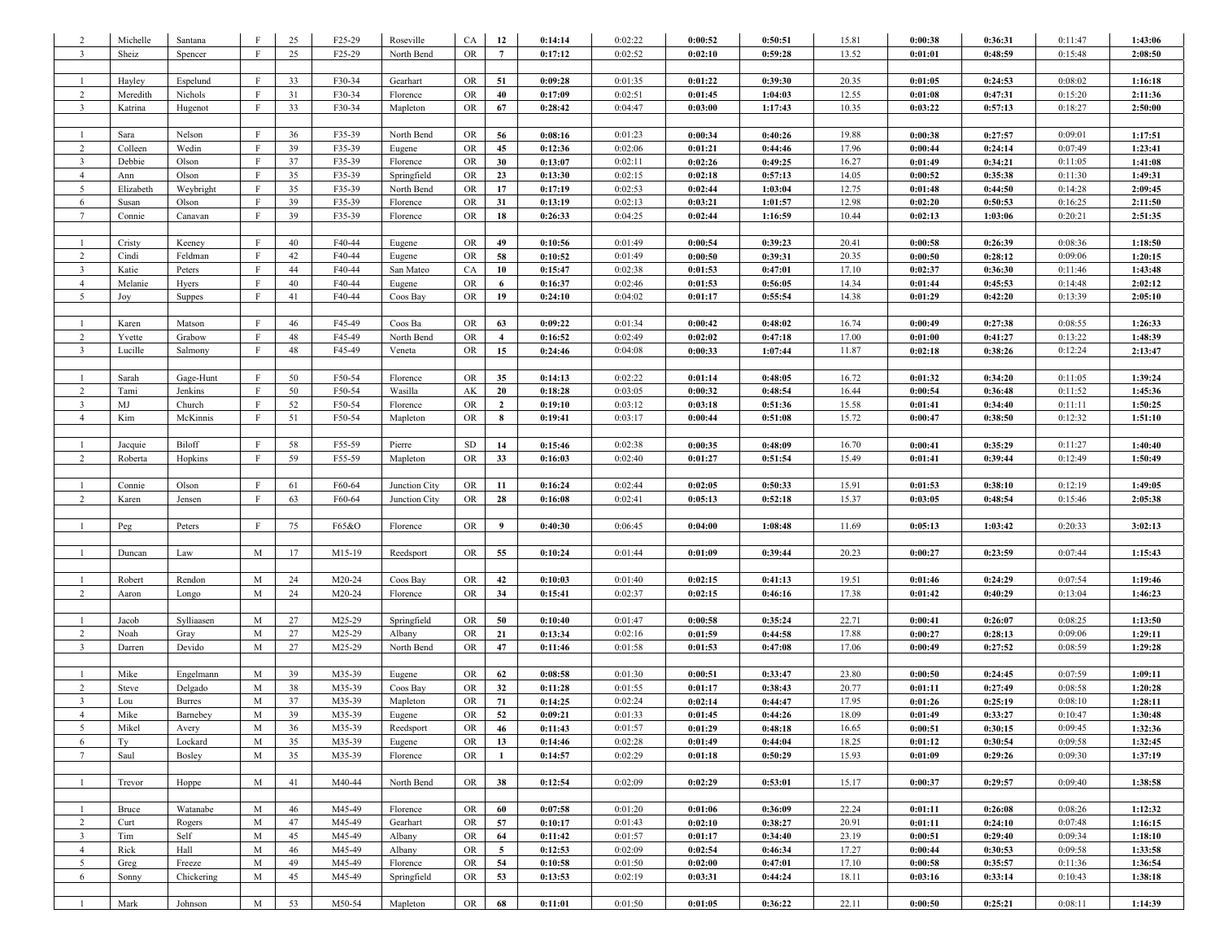| | | | | | | | | | | | | | | | | | |
|---|---|---|---|---|---|---|---|---|---|---|---|---|---|---|---|---|---|
| 2 | Michelle | Santana | F | 25 | F25-29 | Roseville | CA | **12** | **0:14:14** | 0:02:22 | **0:00:52** | **0:50:51** | 15.81 | **0:00:38** | **0:36:31** | 0:11:47 | **1:43:06** |
| 3 | Sheiz | Spencer | F | 25 | F25-29 | North Bend | OR | **7** | **0:17:12** | 0:02:52 | **0:02:10** | **0:59:28** | 13.52 | **0:01:01** | **0:48:59** | 0:15:48 | **2:08:50** |
| | | | | | | | | | | | | | | | | | |
| 1 | Hayley | Espelund | F | 33 | F30-34 | Gearhart | OR | **51** | **0:09:28** | 0:01:35 | **0:01:22** | **0:39:30** | 20.35 | **0:01:05** | **0:24:53** | 0:08:02 | **1:16:18** |
| 2 | Meredith | Nichols | F | 31 | F30-34 | Florence | OR | **40** | **0:17:09** | 0:02:51 | **0:01:45** | **1:04:03** | 12.55 | **0:01:08** | **0:47:31** | 0:15:20 | **2:11:36** |
| 3 | Katrina | Hugenot | F | 33 | F30-34 | Mapleton | OR | **67** | **0:28:42** | 0:04:47 | **0:03:00** | **1:17:43** | 10.35 | **0:03:22** | **0:57:13** | 0:18:27 | **2:50:00** |
| | | | | | | | | | | | | | | | | | |
| 1 | Sara | Nelson | F | 36 | F35-39 | North Bend | OR | **56** | **0:08:16** | 0:01:23 | **0:00:34** | **0:40:26** | 19.88 | **0:00:38** | **0:27:57** | 0:09:01 | **1:17:51** |
| 2 | Colleen | Wedin | F | 39 | F35-39 | Eugene | OR | **45** | **0:12:36** | 0:02:06 | **0:01:21** | **0:44:46** | 17.96 | **0:00:44** | **0:24:14** | 0:07:49 | **1:23:41** |
| 3 | Debbie | Olson | F | 37 | F35-39 | Florence | OR | **30** | **0:13:07** | 0:02:11 | **0:02:26** | **0:49:25** | 16.27 | **0:01:49** | **0:34:21** | 0:11:05 | **1:41:08** |
| 4 | Ann | Olson | F | 35 | F35-39 | Springfield | OR | **23** | **0:13:30** | 0:02:15 | **0:02:18** | **0:57:13** | 14.05 | **0:00:52** | **0:35:38** | 0:11:30 | **1:49:31** |
| 5 | Elizabeth | Weybright | F | 35 | F35-39 | North Bend | OR | **17** | **0:17:19** | 0:02:53 | **0:02:44** | **1:03:04** | 12.75 | **0:01:48** | **0:44:50** | 0:14:28 | **2:09:45** |
| 6 | Susan | Olson | F | 39 | F35-39 | Florence | OR | **31** | **0:13:19** | 0:02:13 | **0:03:21** | **1:01:57** | 12.98 | **0:02:20** | **0:50:53** | 0:16:25 | **2:11:50** |
| 7 | Connie | Canavan | F | 39 | F35-39 | Florence | OR | **18** | **0:26:33** | 0:04:25 | **0:02:44** | **1:16:59** | 10.44 | **0:02:13** | **1:03:06** | 0:20:21 | **2:51:35** |
| | | | | | | | | | | | | | | | | | |
| 1 | Cristy | Keeney | F | 40 | F40-44 | Eugene | OR | **49** | **0:10:56** | 0:01:49 | **0:00:54** | **0:39:23** | 20.41 | **0:00:58** | **0:26:39** | 0:08:36 | **1:18:50** |
| 2 | Cindi | Feldman | F | 42 | F40-44 | Eugene | OR | **58** | **0:10:52** | 0:01:49 | **0:00:50** | **0:39:31** | 20.35 | **0:00:50** | **0:28:12** | 0:09:06 | **1:20:15** |
| 3 | Katie | Peters | F | 44 | F40-44 | San Mateo | CA | **10** | **0:15:47** | 0:02:38 | **0:01:53** | **0:47:01** | 17.10 | **0:02:37** | **0:36:30** | 0:11:46 | **1:43:48** |
| 4 | Melanie | Hyers | F | 40 | F40-44 | Eugene | OR | **6** | **0:16:37** | 0:02:46 | **0:01:53** | **0:56:05** | 14.34 | **0:01:44** | **0:45:53** | 0:14:48 | **2:02:12** |
| 5 | Joy | Suppes | F | 41 | F40-44 | Coos Bay | OR | **19** | **0:24:10** | 0:04:02 | **0:01:17** | **0:55:54** | 14.38 | **0:01:29** | **0:42:20** | 0:13:39 | **2:05:10** |
| | | | | | | | | | | | | | | | | | |
| 1 | Karen | Matson | F | 46 | F45-49 | Coos Ba | OR | **63** | **0:09:22** | 0:01:34 | **0:00:42** | **0:48:02** | 16.74 | **0:00:49** | **0:27:38** | 0:08:55 | **1:26:33** |
| 2 | Yvette | Grabow | F | 48 | F45-49 | North Bend | OR | **4** | **0:16:52** | 0:02:49 | **0:02:02** | **0:47:18** | 17.00 | **0:01:00** | **0:41:27** | 0:13:22 | **1:48:39** |
| 3 | Lucille | Salmony | F | 48 | F45-49 | Veneta | OR | **15** | **0:24:46** | 0:04:08 | **0:00:33** | **1:07:44** | 11.87 | **0:02:18** | **0:38:26** | 0:12:24 | **2:13:47** |
| | | | | | | | | | | | | | | | | | |
| 1 | Sarah | Gage-Hunt | F | 50 | F50-54 | Florence | OR | **35** | **0:14:13** | 0:02:22 | **0:01:14** | **0:48:05** | 16.72 | **0:01:32** | **0:34:20** | 0:11:05 | **1:39:24** |
| 2 | Tami | Jenkins | F | 50 | F50-54 | Wasilla | AK | **20** | **0:18:28** | 0:03:05 | **0:00:32** | **0:48:54** | 16.44 | **0:00:54** | **0:36:48** | 0:11:52 | **1:45:36** |
| 3 | MJ | Church | F | 52 | F50-54 | Florence | OR | **2** | **0:19:10** | 0:03:12 | **0:03:18** | **0:51:36** | 15.58 | **0:01:41** | **0:34:40** | 0:11:11 | **1:50:25** |
| 4 | Kim | McKinnis | F | 51 | F50-54 | Mapleton | OR | **8** | **0:19:41** | 0:03:17 | **0:00:44** | **0:51:08** | 15.72 | **0:00:47** | **0:38:50** | 0:12:32 | **1:51:10** |
| | | | | | | | | | | | | | | | | | |
| 1 | Jacquie | Biloff | F | 58 | F55-59 | Pierre | SD | **14** | **0:15:46** | 0:02:38 | **0:00:35** | **0:48:09** | 16.70 | **0:00:41** | **0:35:29** | 0:11:27 | **1:40:40** |
| 2 | Roberta | Hopkins | F | 59 | F55-59 | Mapleton | OR | **33** | **0:16:03** | 0:02:40 | **0:01:27** | **0:51:54** | 15.49 | **0:01:41** | **0:39:44** | 0:12:49 | **1:50:49** |
| | | | | | | | | | | | | | | | | | |
| 1 | Connie | Olson | F | 61 | F60-64 | Junction City | OR | **11** | **0:16:24** | 0:02:44 | **0:02:05** | **0:50:33** | 15.91 | **0:01:53** | **0:38:10** | 0:12:19 | **1:49:05** |
| 2 | Karen | Jensen | F | 63 | F60-64 | Junction City | OR | **28** | **0:16:08** | 0:02:41 | **0:05:13** | **0:52:18** | 15.37 | **0:03:05** | **0:48:54** | 0:15:46 | **2:05:38** |
| | | | | | | | | | | | | | | | | | |
| 1 | Peg | Peters | F | 75 | F65&O | Florence | OR | **9** | **0:40:30** | 0:06:45 | **0:04:00** | **1:08:48** | 11.69 | **0:05:13** | **1:03:42** | 0:20:33 | **3:02:13** |
| | | | | | | | | | | | | | | | | | |
| 1 | Duncan | Law | M | 17 | M15-19 | Reedsport | OR | **55** | **0:10:24** | 0:01:44 | **0:01:09** | **0:39:44** | 20.23 | **0:00:27** | **0:23:59** | 0:07:44 | **1:15:43** |
| | | | | | | | | | | | | | | | | | |
| 1 | Robert | Rendon | M | 24 | M20-24 | Coos Bay | OR | **42** | **0:10:03** | 0:01:40 | **0:02:15** | **0:41:13** | 19.51 | **0:01:46** | **0:24:29** | 0:07:54 | **1:19:46** |
| 2 | Aaron | Longo | M | 24 | M20-24 | Florence | OR | **34** | **0:15:41** | 0:02:37 | **0:02:15** | **0:46:16** | 17.38 | **0:01:42** | **0:40:29** | 0:13:04 | **1:46:23** |
| | | | | | | | | | | | | | | | | | |
| 1 | Jacob | Sylliaasen | M | 27 | M25-29 | Springfield | OR | **50** | **0:10:40** | 0:01:47 | **0:00:58** | **0:35:24** | 22.71 | **0:00:41** | **0:26:07** | 0:08:25 | **1:13:50** |
| 2 | Noah | Gray | M | 27 | M25-29 | Albany | OR | **21** | **0:13:34** | 0:02:16 | **0:01:59** | **0:44:58** | 17.88 | **0:00:27** | **0:28:13** | 0:09:06 | **1:29:11** |
| 3 | Darren | Devido | M | 27 | M25-29 | North Bend | OR | **47** | **0:11:46** | 0:01:58 | **0:01:53** | **0:47:08** | 17.06 | **0:00:49** | **0:27:52** | 0:08:59 | **1:29:28** |
| | | | | | | | | | | | | | | | | | |
| 1 | Mike | Engelmann | M | 39 | M35-39 | Eugene | OR | **62** | **0:08:58** | 0:01:30 | **0:00:51** | **0:33:47** | 23.80 | **0:00:50** | **0:24:45** | 0:07:59 | **1:09:11** |
| 2 | Steve | Delgado | M | 38 | M35-39 | Coos Bay | OR | **32** | **0:11:28** | 0:01:55 | **0:01:17** | **0:38:43** | 20.77 | **0:01:11** | **0:27:49** | 0:08:58 | **1:20:28** |
| 3 | Lou | Burres | M | 37 | M35-39 | Mapleton | OR | **71** | **0:14:25** | 0:02:24 | **0:02:14** | **0:44:47** | 17.95 | **0:01:26** | **0:25:19** | 0:08:10 | **1:28:11** |
| 4 | Mike | Barnebey | M | 39 | M35-39 | Eugene | OR | **52** | **0:09:21** | 0:01:33 | **0:01:45** | **0:44:26** | 18.09 | **0:01:49** | **0:33:27** | 0:10:47 | **1:30:48** |
| 5 | Mikel | Avery | M | 36 | M35-39 | Reedsport | OR | **46** | **0:11:43** | 0:01:57 | **0:01:29** | **0:48:18** | 16.65 | **0:00:51** | **0:30:15** | 0:09:45 | **1:32:36** |
| 6 | Ty | Lockard | M | 35 | M35-39 | Eugene | OR | **13** | **0:14:46** | 0:02:28 | **0:01:49** | **0:44:04** | 18.25 | **0:01:12** | **0:30:54** | 0:09:58 | **1:32:45** |
| 7 | Saul | Bosley | M | 35 | M35-39 | Florence | OR | **1** | **0:14:57** | 0:02:29 | **0:01:18** | **0:50:29** | 15.93 | **0:01:09** | **0:29:26** | 0:09:30 | **1:37:19** |
| | | | | | | | | | | | | | | | | | |
| 1 | Trevor | Hoppe | M | 41 | M40-44 | North Bend | OR | **38** | **0:12:54** | 0:02:09 | **0:02:29** | **0:53:01** | 15.17 | **0:00:37** | **0:29:57** | 0:09:40 | **1:38:58** |
| | | | | | | | | | | | | | | | | | |
| 1 | Bruce | Watanabe | M | 46 | M45-49 | Florence | OR | **60** | **0:07:58** | 0:01:20 | **0:01:06** | **0:36:09** | 22.24 | **0:01:11** | **0:26:08** | 0:08:26 | **1:12:32** |
| 2 | Curt | Rogers | M | 47 | M45-49 | Gearhart | OR | **57** | **0:10:17** | 0:01:43 | **0:02:10** | **0:38:27** | 20.91 | **0:01:11** | **0:24:10** | 0:07:48 | **1:16:15** |
| 3 | Tim | Self | M | 45 | M45-49 | Albany | OR | **64** | **0:11:42** | 0:01:57 | **0:01:17** | **0:34:40** | 23.19 | **0:00:51** | **0:29:40** | 0:09:34 | **1:18:10** |
| 4 | Rick | Hall | M | 46 | M45-49 | Albany | OR | **5** | **0:12:53** | 0:02:09 | **0:02:54** | **0:46:34** | 17.27 | **0:00:44** | **0:30:53** | 0:09:58 | **1:33:58** |
| 5 | Greg | Freeze | M | 49 | M45-49 | Florence | OR | **54** | **0:10:58** | 0:01:50 | **0:02:00** | **0:47:01** | 17.10 | **0:00:58** | **0:35:57** | 0:11:36 | **1:36:54** |
| 6 | Sonny | Chickering | M | 45 | M45-49 | Springfield | OR | **53** | **0:13:53** | 0:02:19 | **0:03:31** | **0:44:24** | 18.11 | **0:03:16** | **0:33:14** | 0:10:43 | **1:38:18** |
| | | | | | | | | | | | | | | | | | |
| 1 | Mark | Johnson | M | 53 | M50-54 | Mapleton | OR | **68** | **0:11:01** | 0:01:50 | **0:01:05** | **0:36:22** | 22.11 | **0:00:50** | **0:25:21** | 0:08:11 | **1:14:39** |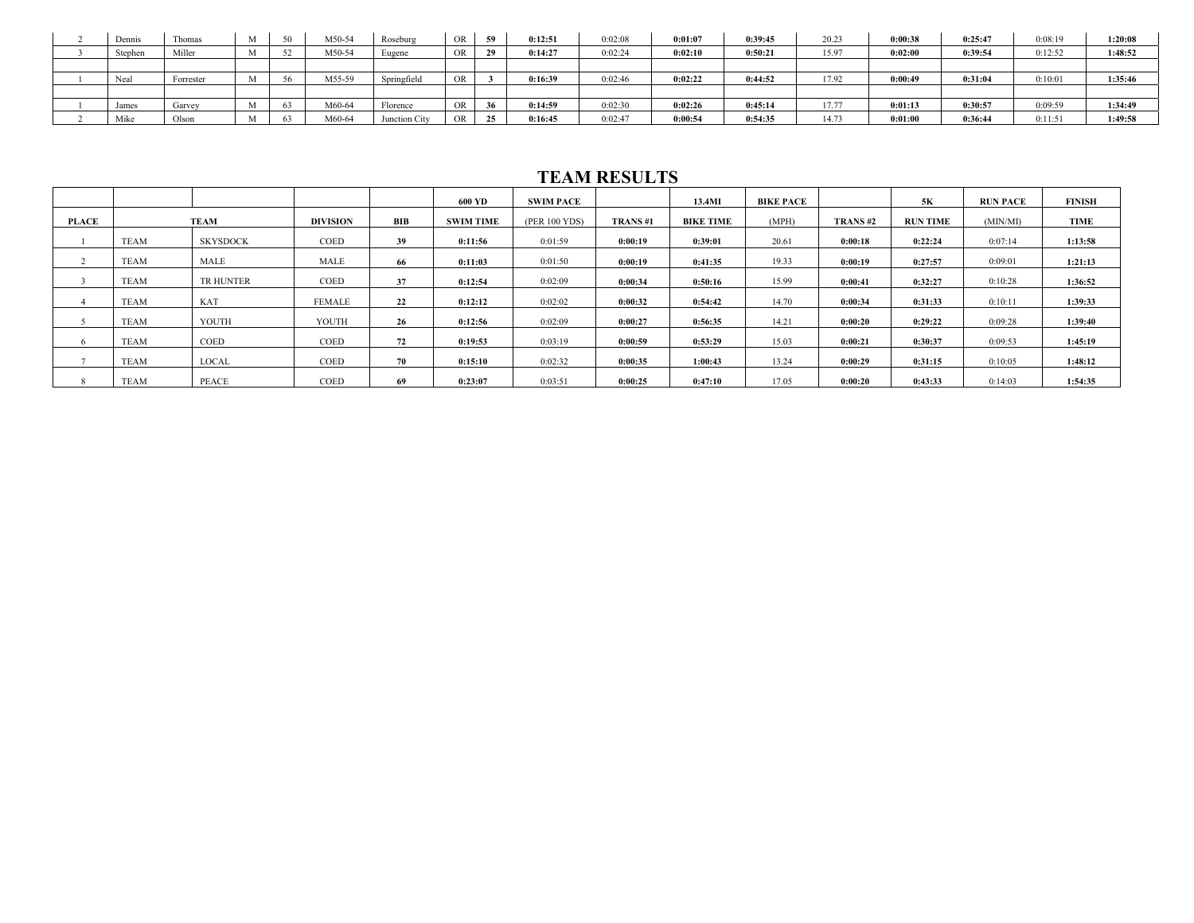| | | | | | | | | | | | | | | | | | |
|---|---|---|---|---|---|---|---|---|---|---|---|---|---|---|---|---|---|
| 2 | Dennis | Thomas | M | 50 | M50-54 | Roseburg | OR | **59** | **0:12:51** | 0:02:08 | **0:01:07** | **0:39:45** | 20.23 | **0:00:38** | **0:25:47** | 0:08:19 | **1:20:08** |
| 3 | Stephen | Miller | M | 52 | M50-54 | Eugene | OR | **29** | **0:14:27** | 0:02:24 | **0:02:10** | **0:50:21** | 15.97 | **0:02:00** | **0:39:54** | 0:12:52 | **1:48:52** |
| | | | | | | | | | | | | | | | | | |
| 1 | Neal | Forrester | M | 56 | M55-59 | Springfield | OR | **3** | **0:16:39** | 0:02:46 | **0:02:22** | **0:44:52** | 17.92 | **0:00:49** | **0:31:04** | 0:10:01 | **1:35:46** |
| | | | | | | | | | | | | | | | | | |
| 1 | James | Garvey | M | 63 | M60-64 | Florence | OR | **36** | **0:14:59** | 0:02:30 | **0:02:26** | **0:45:14** | 17.77 | **0:01:13** | **0:30:57** | 0:09:59 | **1:34:49** |
| 2 | Mike | Olson | M | 63 | M60-64 | Junction City | OR | **25** | **0:16:45** | 0:02:47 | **0:00:54** | **0:54:35** | 14.73 | **0:01:00** | **0:36:44** | 0:11:51 | **1:49:58** |

# TEAM RESULTS

| | | | | | 600 YD | SWIM PACE | | 13.4MI | BIKE PACE | | 5K | RUN PACE | FINISH |
|---|---|---|---|---|---|---|---|---|---|---|---|---|---|
| **PLACE** | **TEAM** | | **DIVISION** | **BIB** | **SWIM TIME** | (PER 100 YDS) | **TRANS #1** | **BIKE TIME** | (MPH) | **TRANS #2** | **RUN TIME** | (MIN/MI) | **TIME** |
| 1 | TEAM | SKYSDOCK | COED | **39** | **0:11:56** | 0:01:59 | **0:00:19** | **0:39:01** | 20.61 | **0:00:18** | **0:22:24** | 0:07:14 | **1:13:58** |
| 2 | TEAM | MALE | MALE | **66** | **0:11:03** | 0:01:50 | **0:00:19** | **0:41:35** | 19.33 | **0:00:19** | **0:27:57** | 0:09:01 | **1:21:13** |
| 3 | TEAM | TR HUNTER | COED | **37** | **0:12:54** | 0:02:09 | **0:00:34** | **0:50:16** | 15.99 | **0:00:41** | **0:32:27** | 0:10:28 | **1:36:52** |
| 4 | TEAM | KAT | FEMALE | **22** | **0:12:12** | 0:02:02 | **0:00:32** | **0:54:42** | 14.70 | **0:00:34** | **0:31:33** | 0:10:11 | **1:39:33** |
| 5 | TEAM | YOUTH | YOUTH | **26** | **0:12:56** | 0:02:09 | **0:00:27** | **0:56:35** | 14.21 | **0:00:20** | **0:29:22** | 0:09:28 | **1:39:40** |
| 6 | TEAM | COED | COED | **72** | **0:19:53** | 0:03:19 | **0:00:59** | **0:53:29** | 15.03 | **0:00:21** | **0:30:37** | 0:09:53 | **1:45:19** |
| 7 | TEAM | LOCAL | COED | **70** | **0:15:10** | 0:02:32 | **0:00:35** | **1:00:43** | 13.24 | **0:00:29** | **0:31:15** | 0:10:05 | **1:48:12** |
| 8 | TEAM | PEACE | COED | **69** | **0:23:07** | 0:03:51 | **0:00:25** | **0:47:10** | 17.05 | **0:00:20** | **0:43:33** | 0:14:03 | **1:54:35** |